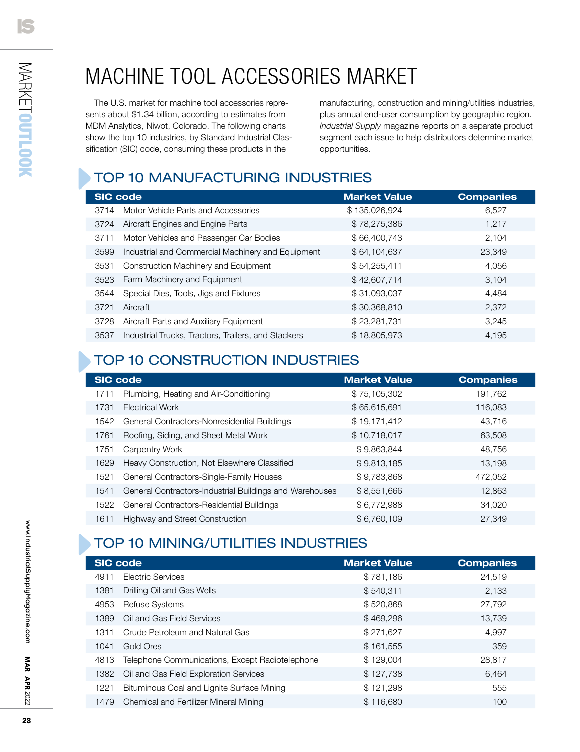# MACHINE TOOL ACCESSORIES MARKET

The U.S. market for machine tool accessories represents about $1.34 billion, according to estimates from MDM Analytics, Niwot, Colorado. The following charts show the top 10 industries, by Standard Industrial Classification (SIC) code, consuming these products in the manufacturing, construction and mining/utilities industries, plus annual end-user consumption by geographic region. *Industrial Supply* magazine reports on a separate product segment each issue to help distributors determine market opportunities.

## TOP 10 MANUFACTURING INDUSTRIES

| SIC code | | Market Value | Companies |
|---|---|---|---|
| 3714 | Motor Vehicle Parts and Accessories | $ 135,026,924 | 6,527 |
| 3724 | Aircraft Engines and Engine Parts | $ 78,275,386 | 1,217 |
| 3711 | Motor Vehicles and Passenger Car Bodies | $ 66,400,743 | 2,104 |
| 3599 | Industrial and Commercial Machinery and Equipment | $ 64,104,637 | 23,349 |
| 3531 | Construction Machinery and Equipment | $ 54,255,411 | 4,056 |
| 3523 | Farm Machinery and Equipment | $ 42,607,714 | 3,104 |
| 3544 | Special Dies, Tools, Jigs and Fixtures | $ 31,093,037 | 4,484 |
| 3721 | Aircraft | $ 30,368,810 | 2,372 |
| 3728 | Aircraft Parts and Auxiliary Equipment | $ 23,281,731 | 3,245 |
| 3537 | Industrial Trucks, Tractors, Trailers, and Stackers | $ 18,805,973 | 4,195 |

## TOP 10 CONSTRUCTION INDUSTRIES

| SIC code | | Market Value | Companies |
|---|---|---|---|
| 1711 | Plumbing, Heating and Air-Conditioning | $ 75,105,302 | 191,762 |
| 1731 | Electrical Work | $ 65,615,691 | 116,083 |
| 1542 | General Contractors-Nonresidential Buildings | $ 19,171,412 | 43,716 |
| 1761 | Roofing, Siding, and Sheet Metal Work | $ 10,718,017 | 63,508 |
| 1751 | Carpentry Work | $ 9,863,844 | 48,756 |
| 1629 | Heavy Construction, Not Elsewhere Classified | $ 9,813,185 | 13,198 |
| 1521 | General Contractors-Single-Family Houses | $ 9,783,868 | 472,052 |
| 1541 | General Contractors-Industrial Buildings and Warehouses | $ 8,551,666 | 12,863 |
| 1522 | General Contractors-Residential Buildings | $ 6,772,988 | 34,020 |
| 1611 | Highway and Street Construction | $ 6,760,109 | 27,349 |

## TOP 10 MINING/UTILITIES INDUSTRIES

| SIC code | | Market Value | Companies |
|---|---|---|---|
| 4911 | Electric Services | $ 781,186 | 24,519 |
| 1381 | Drilling Oil and Gas Wells | $ 540,311 | 2,133 |
| 4953 | Refuse Systems | $ 520,868 | 27,792 |
| 1389 | Oil and Gas Field Services | $ 469,296 | 13,739 |
| 1311 | Crude Petroleum and Natural Gas | $ 271,627 | 4,997 |
| 1041 | Gold Ores | $ 161,555 | 359 |
| 4813 | Telephone Communications, Except Radiotelephone | $ 129,004 | 28,817 |
| 1382 | Oil and Gas Field Exploration Services | $ 127,738 | 6,464 |
| 1221 | Bituminous Coal and Lignite Surface Mining | $ 121,298 | 555 |
| 1479 | Chemical and Fertilizer Mineral Mining | $ 116,680 | 100 |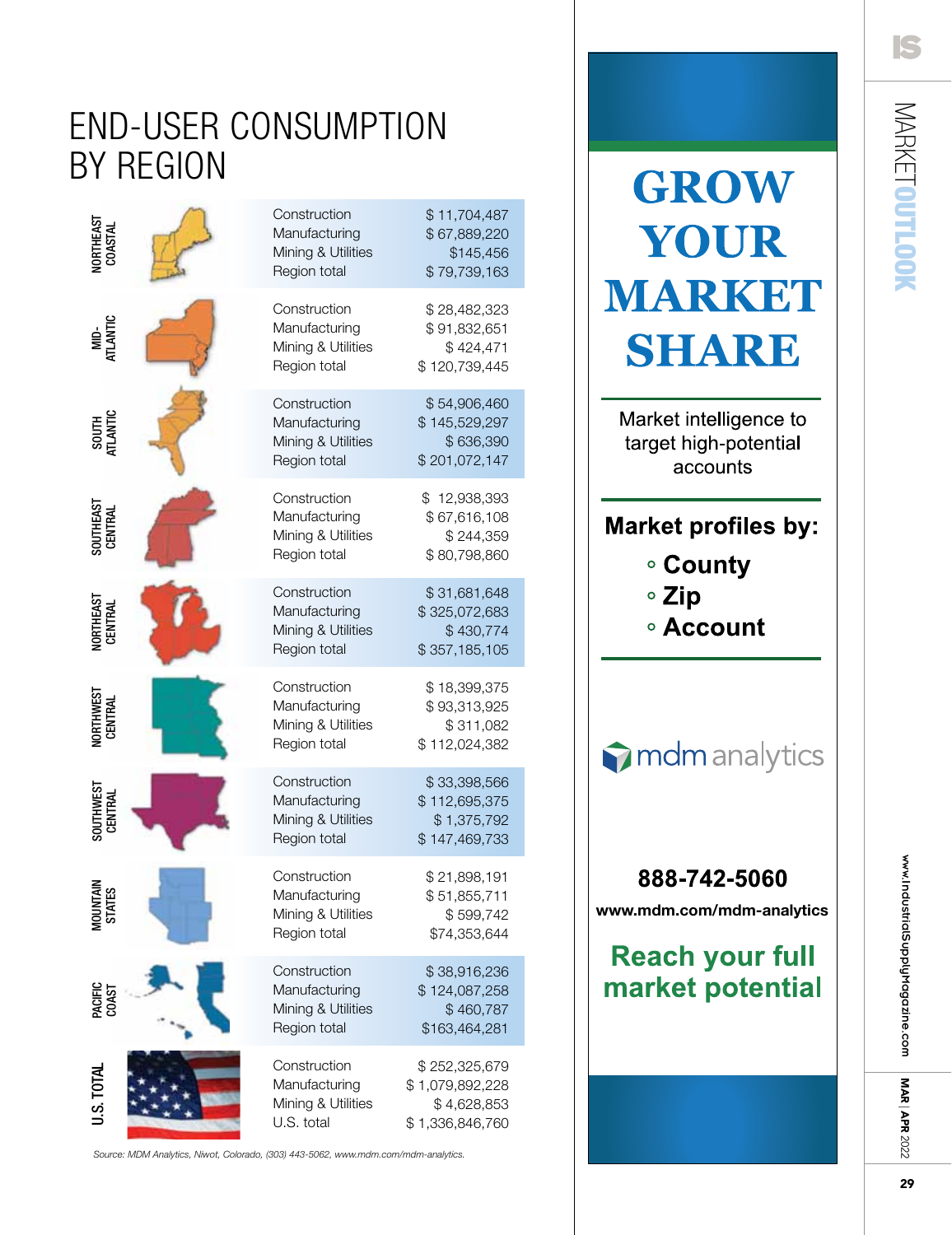# END-USER CONSUMPTION BY REGION

| Region | Sector | Amount |
|---|---|---|
| NORTHEAST COASTAL | Construction | $ 11,704,487 |
| | Manufacturing | $ 67,889,220 |
| | Mining & Utilities | $145,456 |
| | Region total | $ 79,739,163 |
| MID-ATLANTIC | Construction | $ 28,482,323 |
| | Manufacturing | $ 91,832,651 |
| | Mining & Utilities | $ 424,471 |
| | Region total | $ 120,739,445 |
| SOUTH ATLANTIC | Construction | $ 54,906,460 |
| | Manufacturing | $ 145,529,297 |
| | Mining & Utilities | $ 636,390 |
| | Region total | $ 201,072,147 |
| SOUTHEAST CENTRAL | Construction | $ 12,938,393 |
| | Manufacturing | $ 67,616,108 |
| | Mining & Utilities | $ 244,359 |
| | Region total | $ 80,798,860 |
| NORTHEAST CENTRAL | Construction | $ 31,681,648 |
| | Manufacturing | $ 325,072,683 |
| | Mining & Utilities | $ 430,774 |
| | Region total | $ 357,185,105 |
| NORTHWEST CENTRAL | Construction | $ 18,399,375 |
| | Manufacturing | $ 93,313,925 |
| | Mining & Utilities | $ 311,082 |
| | Region total | $ 112,024,382 |
| SOUTHWEST CENTRAL | Construction | $ 33,398,566 |
| | Manufacturing | $ 112,695,375 |
| | Mining & Utilities | $ 1,375,792 |
| | Region total | $ 147,469,733 |
| MOUNTAIN STATES | Construction | $ 21,898,191 |
| | Manufacturing | $ 51,855,711 |
| | Mining & Utilities | $ 599,742 |
| | Region total | $74,353,644 |
| PACIFIC COAST | Construction | $ 38,916,236 |
| | Manufacturing | $ 124,087,258 |
| | Mining & Utilities | $ 460,787 |
| | Region total | $163,464,281 |
| U.S. TOTAL | Construction | $ 252,325,679 |
| | Manufacturing | $ 1,079,892,228 |
| | Mining & Utilities | $ 4,628,853 |
| | U.S. total | $ 1,336,846,760 |

*Source: MDM Analytics, Niwot, Colorado, (303) 443-5062, www.mdm.com/mdm-analytics.*

# GROW YOUR MARKET SHARE

Market intelligence to target high-potential accounts

**Market profiles by:**

- **County**
- **Zip**
- **Account**

mdm analytics

**888-742-5060**

**www.mdm.com/mdm-analytics**

**Reach your full market potential**